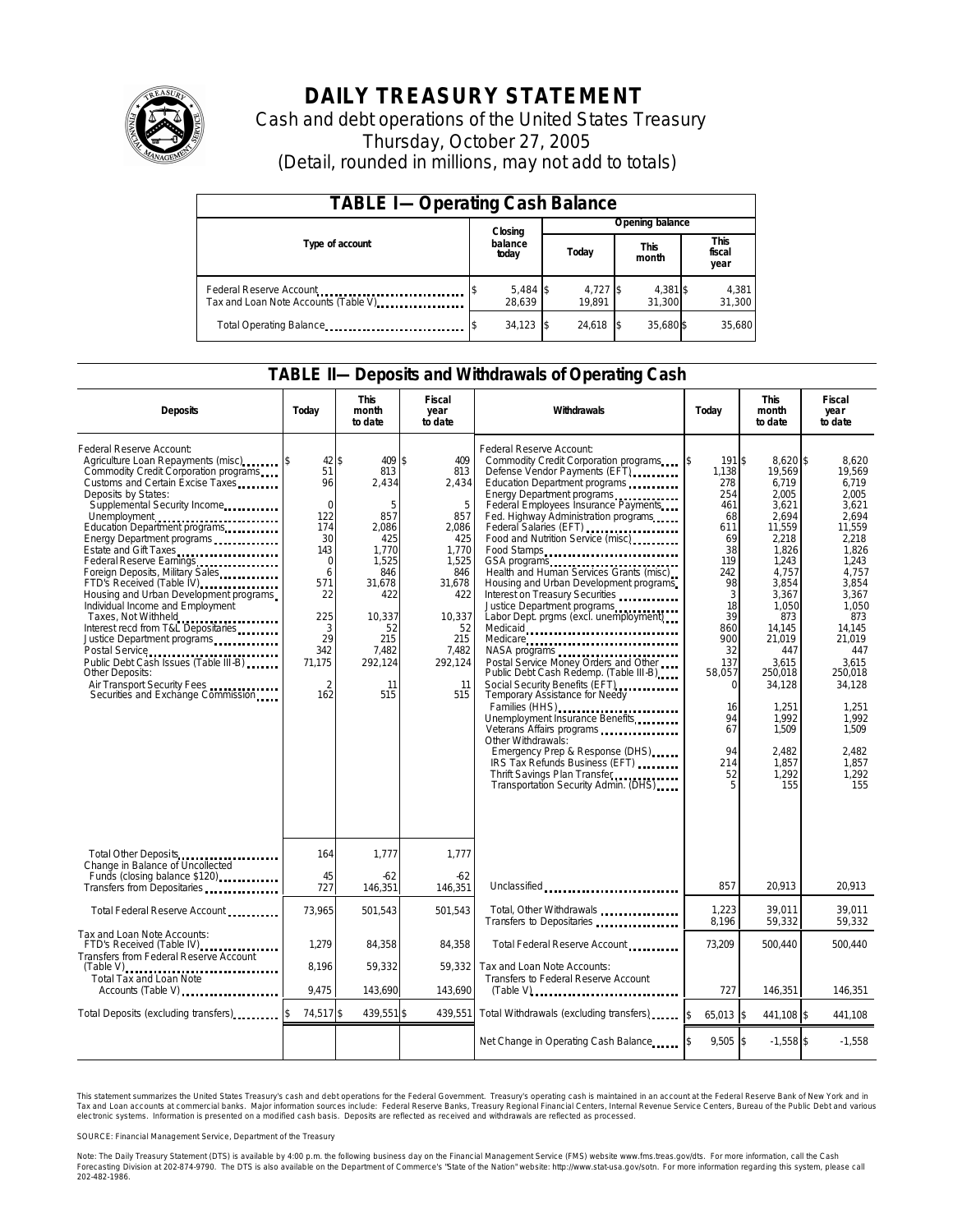# DAILY TREASURY STATEMENT

Cash and debt operations of the United States Treasury

Thursday, October 27, 2005

(Detail, rounded in millions, may not add to totals)

| TABLE I—Operating Cash Balance | | | | |
|---|---|---|---|---|
| Type of account | Closing balance today | Opening balance | | |
| | | Today | This month | This fiscal year |
| Federal Reserve Account | $ 5,484 | $ 4,727 | $ 4,381 | $ 4,381 |
| Tax and Loan Note Accounts (Table V) | 28,639 | 19,891 | 31,300 | 31,300 |
| Total Operating Balance | $ 34,123 | $ 24,618 | $ 35,680 | $ 35,680 |

## TABLE II—Deposits and Withdrawals of Operating Cash

| Deposits | Today | This month to date | Fiscal year to date | Withdrawals | Today | This month to date | Fiscal year to date |
|---|---|---|---|---|---|---|---|
| Federal Reserve Account: | | | | Federal Reserve Account: | | | |
| Agriculture Loan Repayments (misc) | $ 42 | $ 409 | $ 409 | Commodity Credit Corporation programs | $ 191 | $ 8,620 | $ 8,620 |
| Commodity Credit Corporation programs | 51 | 813 | 813 | Defense Vendor Payments (EFT) | 1,138 | 19,569 | 19,569 |
| Customs and Certain Excise Taxes | 96 | 2,434 | 2,434 | Education Department programs | 278 | 6,719 | 6,719 |
| Deposits by States: | | | | Energy Department programs | 254 | 2,005 | 2,005 |
| Supplemental Security Income | 0 | 5 | 5 | Federal Employees Insurance Payments | 461 | 3,621 | 3,621 |
| Unemployment | 122 | 857 | 857 | Fed. Highway Administration programs | 68 | 2,694 | 2,694 |
| Education Department programs | 174 | 2,086 | 2,086 | Federal Salaries (EFT) | 611 | 11,559 | 11,559 |
| Energy Department programs | 30 | 425 | 425 | Food and Nutrition Service (misc) | 69 | 2,218 | 2,218 |
| Estate and Gift Taxes | 143 | 1,770 | 1,770 | Food Stamps | 38 | 1,826 | 1,826 |
| Federal Reserve Earnings | 0 | 1,525 | 1,525 | GSA programs | 119 | 1,243 | 1,243 |
| Foreign Deposits, Military Sales | 6 | 846 | 846 | Health and Human Services Grants (misc) | 242 | 4,757 | 4,757 |
| FTD's Received (Table IV) | 571 | 31,678 | 31,678 | Housing and Urban Development programs | 98 | 3,854 | 3,854 |
| Housing and Urban Development programs | 22 | 422 | 422 | Interest on Treasury Securities | 3 | 3,367 | 3,367 |
| Individual Income and Employment Taxes, Not Withheld | 225 | 10,337 | 10,337 | Justice Department programs | 18 | 1,050 | 1,050 |
| Interest recd from T&L Depositaries | 3 | 52 | 52 | Labor Dept. prgms (excl. unemployment) | 39 | 873 | 873 |
| Justice Department programs | 29 | 215 | 215 | Medicaid | 860 | 14,145 | 14,145 |
| Postal Service | 342 | 7,482 | 7,482 | Medicare | 900 | 21,019 | 21,019 |
| Public Debt Cash Issues (Table III-B) | 71,175 | 292,124 | 292,124 | NASA programs | 32 | 447 | 447 |
| Other Deposits: | | | | Postal Service Money Orders and Other | 137 | 3,615 | 3,615 |
| Air Transport Security Fees | 2 | 11 | 11 | Public Debt Cash Redemp. (Table III-B) | 58,057 | 250,018 | 250,018 |
| Securities and Exchange Commission | 162 | 515 | 515 | Social Security Benefits (EFT) | 0 | 34,128 | 34,128 |
| | | | | Temporary Assistance for Needy Families (HHS) | 16 | 1,251 | 1,251 |
| | | | | Unemployment Insurance Benefits | 94 | 1,992 | 1,992 |
| | | | | Veterans Affairs programs | 67 | 1,509 | 1,509 |
| | | | | Other Withdrawals: | | | |
| | | | | Emergency Prep & Response (DHS) | 94 | 2,482 | 2,482 |
| | | | | IRS Tax Refunds Business (EFT) | 214 | 1,857 | 1,857 |
| | | | | Thrift Savings Plan Transfer | 52 | 1,292 | 1,292 |
| | | | | Transportation Security Admin. (DHS) | 5 | 155 | 155 |
| Total Other Deposits | 164 | 1,777 | 1,777 | | | | |
| Change in Balance of Uncollected Funds (closing balance $120) | 45 | -62 | -62 | | | | |
| Transfers from Depositaries | 727 | 146,351 | 146,351 | Unclassified | 857 | 20,913 | 20,913 |
| Total Federal Reserve Account | 73,965 | 501,543 | 501,543 | Total, Other Withdrawals | 1,223 | 39,011 | 39,011 |
| | | | | Transfers to Depositaries | 8,196 | 59,332 | 59,332 |
| Tax and Loan Note Accounts: | | | | | | | |
| FTD's Received (Table IV) | 1,279 | 84,358 | 84,358 | Total Federal Reserve Account | 73,209 | 500,440 | 500,440 |
| Transfers from Federal Reserve Account (Table V) | 8,196 | 59,332 | 59,332 | Tax and Loan Note Accounts: | | | |
| Total Tax and Loan Note Accounts (Table V) | 9,475 | 143,690 | 143,690 | Transfers to Federal Reserve Account (Table V) | 727 | 146,351 | 146,351 |
| Total Deposits (excluding transfers) | $ 74,517 | $ 439,551 | $ 439,551 | Total Withdrawals (excluding transfers) | $ 65,013 | $ 441,108 | $ 441,108 |
| | | | | Net Change in Operating Cash Balance | $ 9,505 | $ -1,558 | $ -1,558 |

This statement summarizes the United States Treasury's cash and debt operations for the Federal Government. Treasury's operating cash is maintained in an account at the Federal Reserve Bank of New York and in Tax and Loan accounts at commercial banks. Major information sources include: Federal Reserve Banks, Treasury Regional Financial Centers, Internal Revenue Service Centers, Bureau of the Public Debt and various electronic systems. Information is presented on a modified cash basis. Deposits are reflected as received and withdrawals are reflected as processed.

SOURCE: Financial Management Service, Department of the Treasury

Note: The Daily Treasury Statement (DTS) is available by 4:00 p.m. the following business day on the Financial Management Service (FMS) website www.fms.treas.gov/dts. For more information, call the Cash Forecasting Division at 202-874-9790. The DTS is also available on the Department of Commerce's "State of the Nation" website: http://www.stat-usa.gov/sotn. For more information regarding this system, please call 202-482-1986.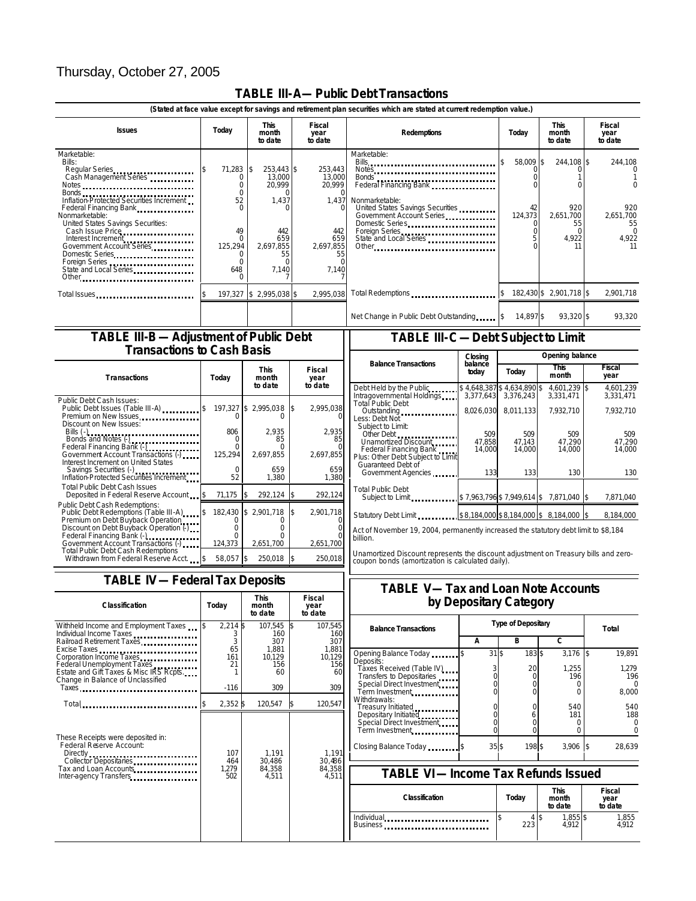Thursday, October 27, 2005

## TABLE III-A — Public Debt Transactions

(Stated at face value except for savings and retirement plan securities which are stated at current redemption value.)

| Issues | Today | This month to date | Fiscal year to date | Redemptions | Today | This month to date | Fiscal year to date |
|---|---|---|---|---|---|---|---|
| Marketable: | | | | Marketable: | | | |
| Bills: | | | | Bills | $ 58,009 | $ 244,108 | $ 244,108 |
| Regular Series | $ 71,283 | $ 253,443 | $ 253,443 | Notes | 0 | 0 | 0 |
| Cash Management Series | 0 | 13,000 | 13,000 | Bonds | 0 | 1 | 1 |
| Notes | 0 | 20,999 | 20,999 | Federal Financing Bank | 0 | 0 | 0 |
| Bonds | 0 | 0 | 0 | | | | |
| Inflation-Protected Securities Increment | 52 | 1,437 | 1,437 | Nonmarketable: | | | |
| Federal Financing Bank | 0 | 0 | 0 | United States Savings Securities | 42 | 920 | 920 |
| Nonmarketable: | | | | Government Account Series | 124,373 | 2,651,700 | 2,651,700 |
| United States Savings Securities: | | | | Domestic Series | 0 | 55 | 55 |
| Cash Issue Price | 49 | 442 | 442 | Foreign Series | 0 | 0 | 0 |
| Interest Increment | 0 | 659 | 659 | State and Local Series | 5 | 4,922 | 4,922 |
| Government Account Series | 125,294 | 2,697,855 | 2,697,855 | Other | 0 | 11 | 11 |
| Domestic Series | 0 | 55 | 55 | | | | |
| Foreign Series | 0 | 0 | 0 | | | | |
| State and Local Series | 648 | 7,140 | 7,140 | | | | |
| Other | 0 | 7 | 7 | | | | |
| Total Issues | $ 197,327 | $ 2,995,038 | $ 2,995,038 | Total Redemptions | $ 182,430 | $ 2,901,718 | $ 2,901,718 |
| | | | | Net Change in Public Debt Outstanding | $ 14,897 | $ 93,320 | $ 93,320 |

## TABLE III-B — Adjustment of Public Debt Transactions to Cash Basis

| Transactions | Today | This month to date | Fiscal year to date |
|---|---|---|---|
| Public Debt Cash Issues: | | | |
| Public Debt Issues (Table III-A) | $ 197,327 | $ 2,995,038 | $ 2,995,038 |
| Premium on New Issues | 0 | 0 | 0 |
| Discount on New Issues: | | | |
| Bills (-) | 806 | 2,935 | 2,935 |
| Bonds and Notes (-) | 0 | 85 | 85 |
| Federal Financing Bank (-) | 0 | 0 | 0 |
| Government Account Transactions (-) | 125,294 | 2,697,855 | 2,697,855 |
| Interest Increment on United States Savings Securities (-) | 0 | 659 | 659 |
| Inflation-Protected Securities Increment | 52 | 1,380 | 1,380 |
| Total Public Debt Cash Issues Deposited in Federal Reserve Account | $ 71,175 | $ 292,124 | $ 292,124 |
| Public Debt Cash Redemptions: | | | |
| Public Debt Redemptions (Table III-A) | $ 182,430 | $ 2,901,718 | $ 2,901,718 |
| Premium on Debt Buyback Operation | 0 | 0 | 0 |
| Discount on Debt Buyback Operation (-) | 0 | 0 | 0 |
| Federal Financing Bank (-) | 0 | 0 | 0 |
| Government Account Transactions (-) | 124,373 | 2,651,700 | 2,651,700 |
| Total Public Debt Cash Redemptions Withdrawn from Federal Reserve Acct. | $ 58,057 | $ 250,018 | $ 250,018 |

## TABLE III-C — Debt Subject to Limit

| Balance Transactions | Closing balance today | Opening balance Today | Opening balance This month | Opening balance Fiscal year |
|---|---|---|---|---|
| Debt Held by the Public | $ 4,648,387 | $ 4,634,890 | $ 4,601,239 | $ 4,601,239 |
| Intragovernmental Holdings | 3,377,643 | 3,376,243 | 3,331,471 | 3,331,471 |
| Total Public Debt Outstanding | 8,026,030 | 8,011,133 | 7,932,710 | 7,932,710 |
| Less: Debt Not Subject to Limit: | | | | |
| Other Debt | 509 | 509 | 509 | 509 |
| Unamortized Discount | 47,858 | 47,143 | 47,290 | 47,290 |
| Federal Financing Bank | 14,000 | 14,000 | 14,000 | 14,000 |
| Plus: Other Debt Subject to Limit | | | | |
| Guaranteed Debt of Government Agencies | 133 | 133 | 130 | 130 |
| Total Public Debt Subject to Limit | $ 7,963,796 | $ 7,949,614 | $ 7,871,040 | $ 7,871,040 |
| Statutory Debt Limit | $ 8,184,000 | $ 8,184,000 | $ 8,184,000 | $ 8,184,000 |

Act of November 19, 2004, permanently increased the statutory debt limit to $8,184 billion.

Unamortized Discount represents the discount adjustment on Treasury bills and zero-coupon bonds (amortization is calculated daily).

## TABLE IV — Federal Tax Deposits

| Classification | Today | This month to date | Fiscal year to date |
|---|---|---|---|
| Withheld Income and Employment Taxes | $ 2,214 | $ 107,545 | $ 107,545 |
| Individual Income Taxes | 3 | 160 | 160 |
| Railroad Retirement Taxes | 3 | 307 | 307 |
| Excise Taxes | 65 | 1,881 | 1,881 |
| Corporation Income Taxes | 161 | 10,129 | 10,129 |
| Federal Unemployment Taxes | 21 | 156 | 156 |
| Estate and Gift Taxes & Misc IRS Rcpts. | 1 | 60 | 60 |
| Change in Balance of Unclassified Taxes | -116 | 309 | 309 |
| Total | $ 2,352 | $ 120,547 | $ 120,547 |
| These Receipts were deposited in: | | | |
| Federal Reserve Account: | | | |
| Directly | 107 | 1,191 | 1,191 |
| Collector Depositaries | 464 | 30,486 | 30,486 |
| Tax and Loan Accounts | 1,279 | 84,358 | 84,358 |
| Inter-agency Transfers | 502 | 4,511 | 4,511 |

## TABLE V — Tax and Loan Note Accounts by Depositary Category

| Balance Transactions | Type of Depositary A | Type of Depositary B | Type of Depositary C | Total |
|---|---|---|---|---|
| Opening Balance Today | $ 31 | $ 183 | $ 3,176 | $ 19,891 |
| Deposits: | | | | |
| Taxes Received (Table IV) | 3 | 20 | 1,255 | 1,279 |
| Transfers to Depositaries | 0 | 0 | 196 | 196 |
| Special Direct Investment | 0 | 0 | 0 | 0 |
| Term Investment | 0 | 0 | 0 | 8,000 |
| Withdrawals: | | | | |
| Treasury Initiated | 0 | 0 | 540 | 540 |
| Depositary Initiated | 0 | 6 | 181 | 188 |
| Special Direct Investment | 0 | 0 | 0 | 0 |
| Term Investment | 0 | 0 | 0 | 0 |
| Closing Balance Today | $ 35 | $ 198 | $ 3,906 | $ 28,639 |

## TABLE VI — Income Tax Refunds Issued

| Classification | Today | This month to date | Fiscal year to date |
|---|---|---|---|
| Individual | $ 4 | $ 1,855 | $ 1,855 |
| Business | 223 | 4,912 | 4,912 |